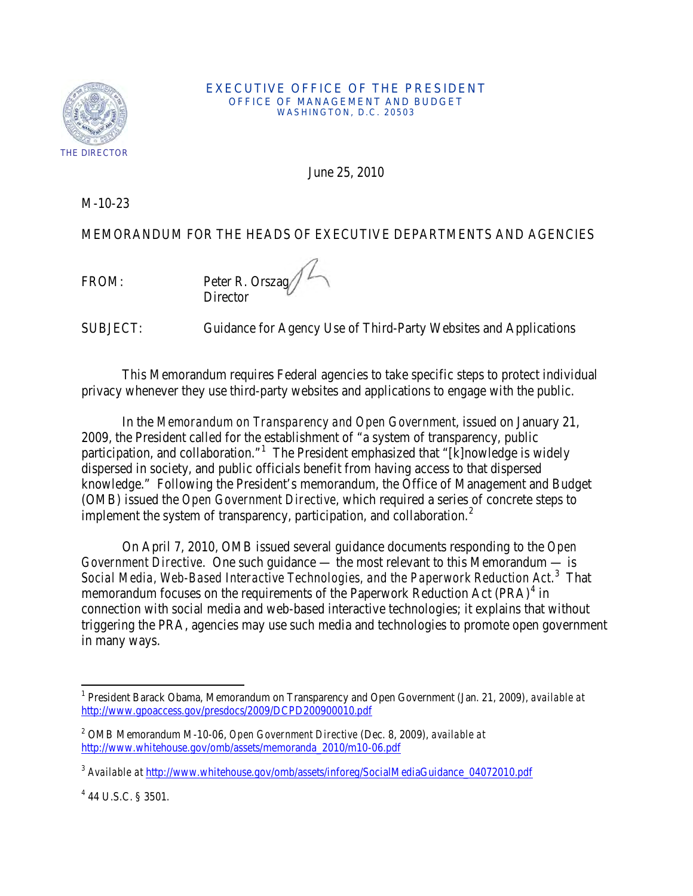EXECUTIVE OFFICE OF THE PRESIDENT
OFFICE OF MANAGEMENT AND BUDGET
WASHINGTON, D.C. 20503

THE DIRECTOR

June 25, 2010

M-10-23

MEMORANDUM FOR THE HEADS OF EXECUTIVE DEPARTMENTS AND AGENCIES

FROM: Peter R. Orszag
Director

SUBJECT: Guidance for Agency Use of Third-Party Websites and Applications

This Memorandum requires Federal agencies to take specific steps to protect individual privacy whenever they use third-party websites and applications to engage with the public.

In the *Memorandum on Transparency and Open Government*, issued on January 21, 2009, the President called for the establishment of "a system of transparency, public participation, and collaboration."[1] The President emphasized that "[k]nowledge is widely dispersed in society, and public officials benefit from having access to that dispersed knowledge." Following the President's memorandum, the Office of Management and Budget (OMB) issued the *Open Government Directive*, which required a series of concrete steps to implement the system of transparency, participation, and collaboration.[2]

On April 7, 2010, OMB issued several guidance documents responding to the *Open Government Directive*. One such guidance — the most relevant to this Memorandum — is *Social Media, Web-Based Interactive Technologies, and the Paperwork Reduction Act*.[3] That memorandum focuses on the requirements of the Paperwork Reduction Act (PRA)[4] in connection with social media and web-based interactive technologies; it explains that without triggering the PRA, agencies may use such media and technologies to promote open government in many ways.

---

[1] President Barack Obama, Memorandum on Transparency and Open Government (Jan. 21, 2009), *available at* http://www.gpoaccess.gov/presdocs/2009/DCPD200900010.pdf

[2] OMB Memorandum M-10-06, *Open Government Directive* (Dec. 8, 2009), *available at* http://www.whitehouse.gov/omb/assets/memoranda_2010/m10-06.pdf

[3] *Available at* http://www.whitehouse.gov/omb/assets/inforeg/SocialMediaGuidance_04072010.pdf

[4] 44 U.S.C. § 3501.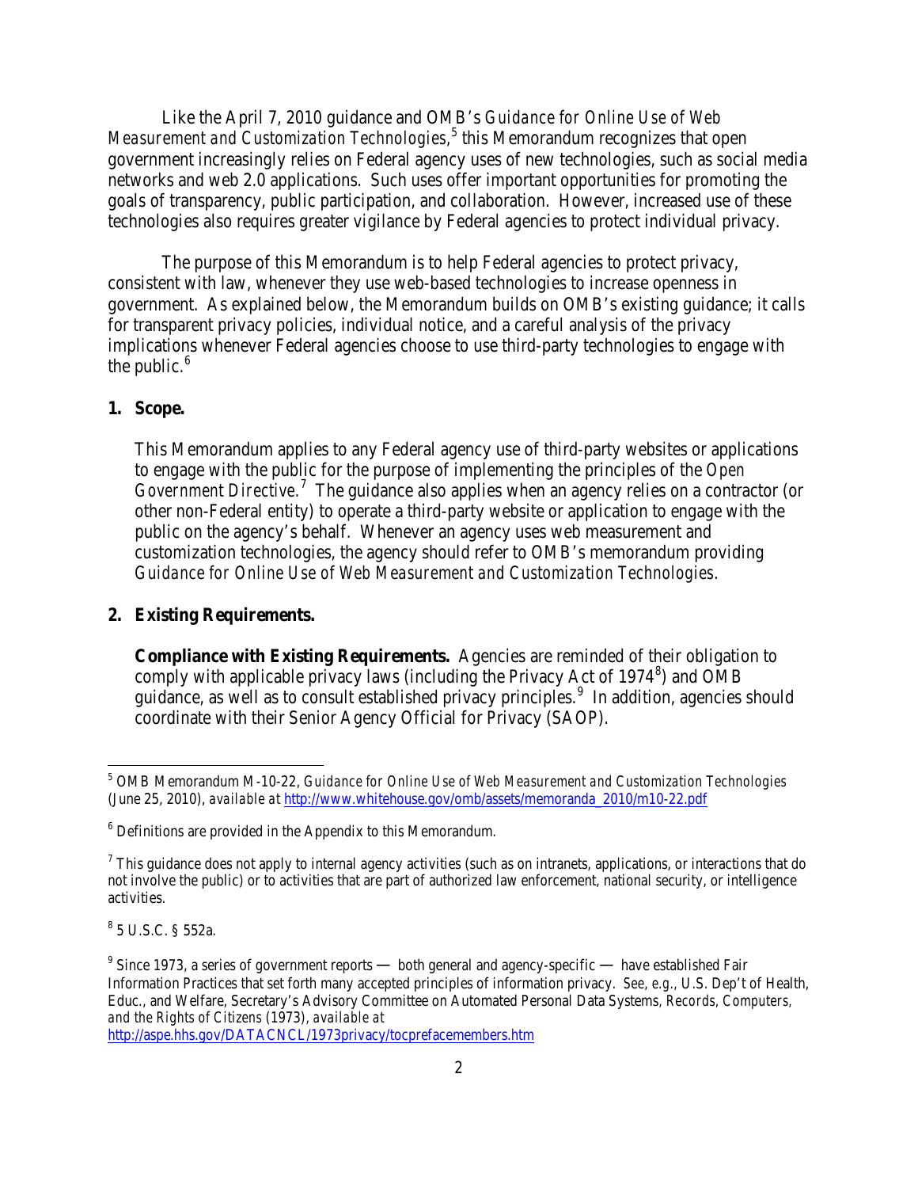Like the April 7, 2010 guidance and OMB's *Guidance for Online Use of Web Measurement and Customization Technologies*,[5] this Memorandum recognizes that open government increasingly relies on Federal agency uses of new technologies, such as social media networks and web 2.0 applications. Such uses offer important opportunities for promoting the goals of transparency, public participation, and collaboration. However, increased use of these technologies also requires greater vigilance by Federal agencies to protect individual privacy.

The purpose of this Memorandum is to help Federal agencies to protect privacy, consistent with law, whenever they use web-based technologies to increase openness in government. As explained below, the Memorandum builds on OMB's existing guidance; it calls for transparent privacy policies, individual notice, and a careful analysis of the privacy implications whenever Federal agencies choose to use third-party technologies to engage with the public.[6]

## 1. Scope.

This Memorandum applies to any Federal agency use of third-party websites or applications to engage with the public for the purpose of implementing the principles of the *Open Government Directive*.[7] The guidance also applies when an agency relies on a contractor (or other non-Federal entity) to operate a third-party website or application to engage with the public on the agency's behalf. Whenever an agency uses web measurement and customization technologies, the agency should refer to OMB's memorandum providing *Guidance for Online Use of Web Measurement and Customization Technologies*.

## 2. Existing Requirements.

**Compliance with Existing Requirements.** Agencies are reminded of their obligation to comply with applicable privacy laws (including the Privacy Act of 1974[8]) and OMB guidance, as well as to consult established privacy principles.[9] In addition, agencies should coordinate with their Senior Agency Official for Privacy (SAOP).

---

[5] OMB Memorandum M-10-22, *Guidance for Online Use of Web Measurement and Customization Technologies* (June 25, 2010), *available at* http://www.whitehouse.gov/omb/assets/memoranda_2010/m10-22.pdf

[6] Definitions are provided in the Appendix to this Memorandum.

[7] This guidance does not apply to internal agency activities (such as on intranets, applications, or interactions that do not involve the public) or to activities that are part of authorized law enforcement, national security, or intelligence activities.

[8] 5 U.S.C. § 552a.

[9] Since 1973, a series of government reports — both general and agency-specific — have established Fair Information Practices that set forth many accepted principles of information privacy. *See, e.g.*, U.S. Dep't of Health, Educ., and Welfare, Secretary's Advisory Committee on Automated Personal Data Systems, *Records, Computers, and the Rights of Citizens* (1973), *available at* http://aspe.hhs.gov/DATACNCL/1973privacy/tocprefacemembers.htm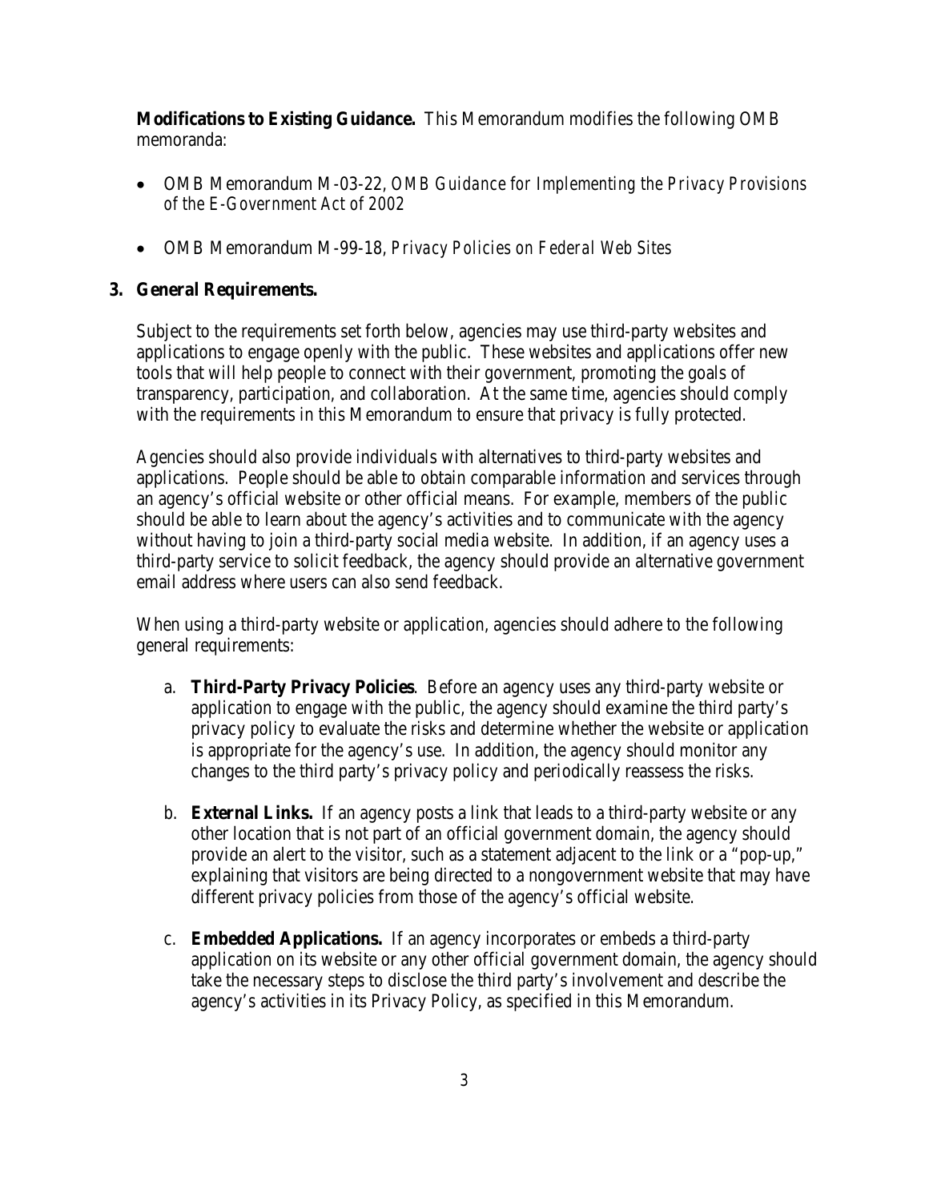**Modifications to Existing Guidance.** This Memorandum modifies the following OMB memoranda:

- OMB Memorandum M-03-22, *OMB Guidance for Implementing the Privacy Provisions of the E-Government Act of 2002*
- OMB Memorandum M-99-18, *Privacy Policies on Federal Web Sites*

## 3. General Requirements.

Subject to the requirements set forth below, agencies may use third-party websites and applications to engage openly with the public. These websites and applications offer new tools that will help people to connect with their government, promoting the goals of transparency, participation, and collaboration. At the same time, agencies should comply with the requirements in this Memorandum to ensure that privacy is fully protected.

Agencies should also provide individuals with alternatives to third-party websites and applications. People should be able to obtain comparable information and services through an agency's official website or other official means. For example, members of the public should be able to learn about the agency's activities and to communicate with the agency without having to join a third-party social media website. In addition, if an agency uses a third-party service to solicit feedback, the agency should provide an alternative government email address where users can also send feedback.

When using a third-party website or application, agencies should adhere to the following general requirements:

a. **Third-Party Privacy Policies**. Before an agency uses any third-party website or application to engage with the public, the agency should examine the third party's privacy policy to evaluate the risks and determine whether the website or application is appropriate for the agency's use. In addition, the agency should monitor any changes to the third party's privacy policy and periodically reassess the risks.

b. **External Links.** If an agency posts a link that leads to a third-party website or any other location that is not part of an official government domain, the agency should provide an alert to the visitor, such as a statement adjacent to the link or a "pop-up," explaining that visitors are being directed to a nongovernment website that may have different privacy policies from those of the agency's official website.

c. **Embedded Applications.** If an agency incorporates or embeds a third-party application on its website or any other official government domain, the agency should take the necessary steps to disclose the third party's involvement and describe the agency's activities in its Privacy Policy, as specified in this Memorandum.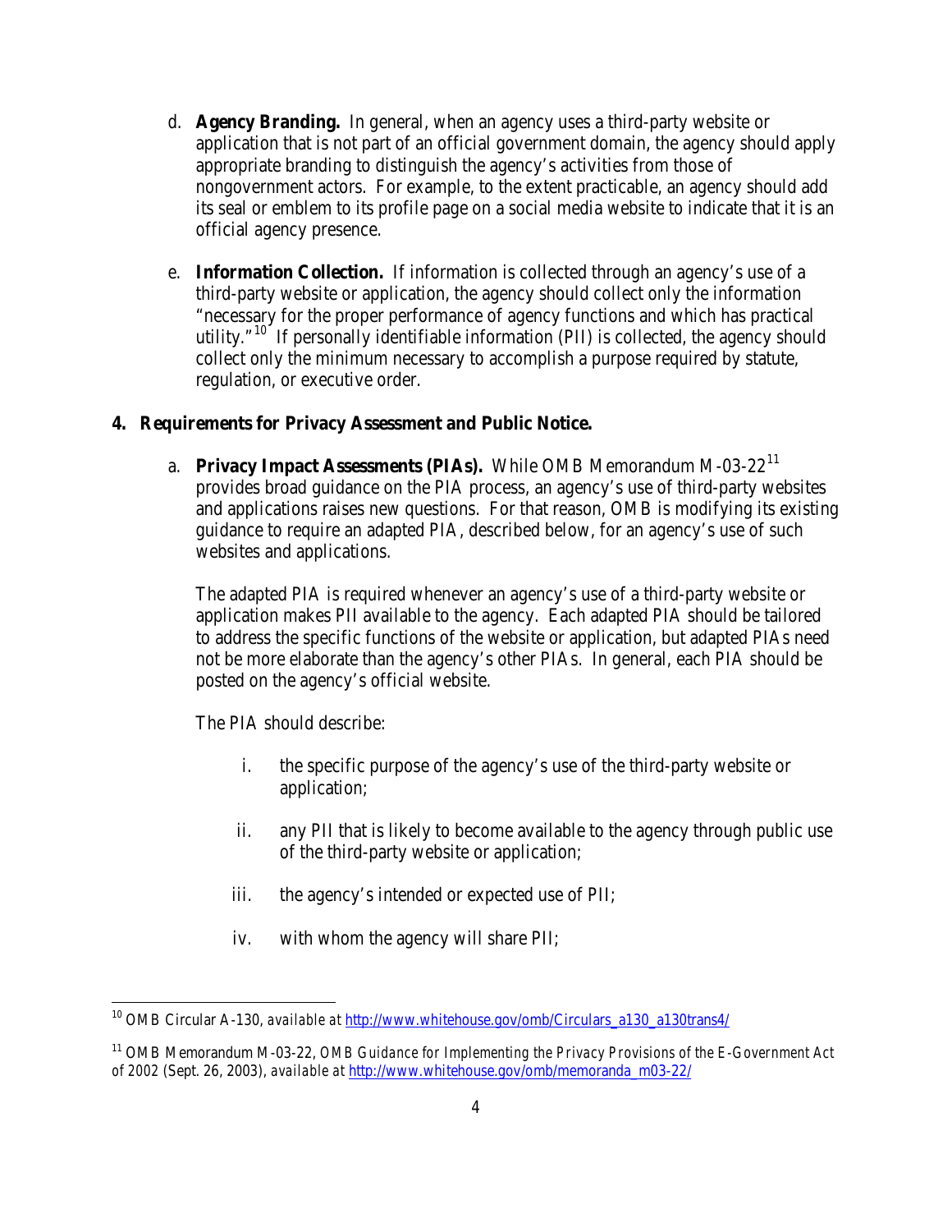d. **Agency Branding.** In general, when an agency uses a third-party website or application that is not part of an official government domain, the agency should apply appropriate branding to distinguish the agency's activities from those of nongovernment actors. For example, to the extent practicable, an agency should add its seal or emblem to its profile page on a social media website to indicate that it is an official agency presence.

e. **Information Collection.** If information is collected through an agency's use of a third-party website or application, the agency should collect only the information "necessary for the proper performance of agency functions and which has practical utility."[10] If personally identifiable information (PII) is collected, the agency should collect only the minimum necessary to accomplish a purpose required by statute, regulation, or executive order.

**4. Requirements for Privacy Assessment and Public Notice.**

a. **Privacy Impact Assessments (PIAs).** While OMB Memorandum M-03-22[11] provides broad guidance on the PIA process, an agency's use of third-party websites and applications raises new questions. For that reason, OMB is modifying its existing guidance to require an adapted PIA, described below, for an agency's use of such websites and applications.

The adapted PIA is required whenever an agency's use of a third-party website or application makes PII available to the agency. Each adapted PIA should be tailored to address the specific functions of the website or application, but adapted PIAs need not be more elaborate than the agency's other PIAs. In general, each PIA should be posted on the agency's official website.

The PIA should describe:

i. the specific purpose of the agency's use of the third-party website or application;

ii. any PII that is likely to become available to the agency through public use of the third-party website or application;

iii. the agency's intended or expected use of PII;

iv. with whom the agency will share PII;

---

[10] OMB Circular A-130, *available at* http://www.whitehouse.gov/omb/Circulars_a130_a130trans4/

[11] OMB Memorandum M-03-22, *OMB Guidance for Implementing the Privacy Provisions of the E-Government Act of 2002* (Sept. 26, 2003), *available at* http://www.whitehouse.gov/omb/memoranda_m03-22/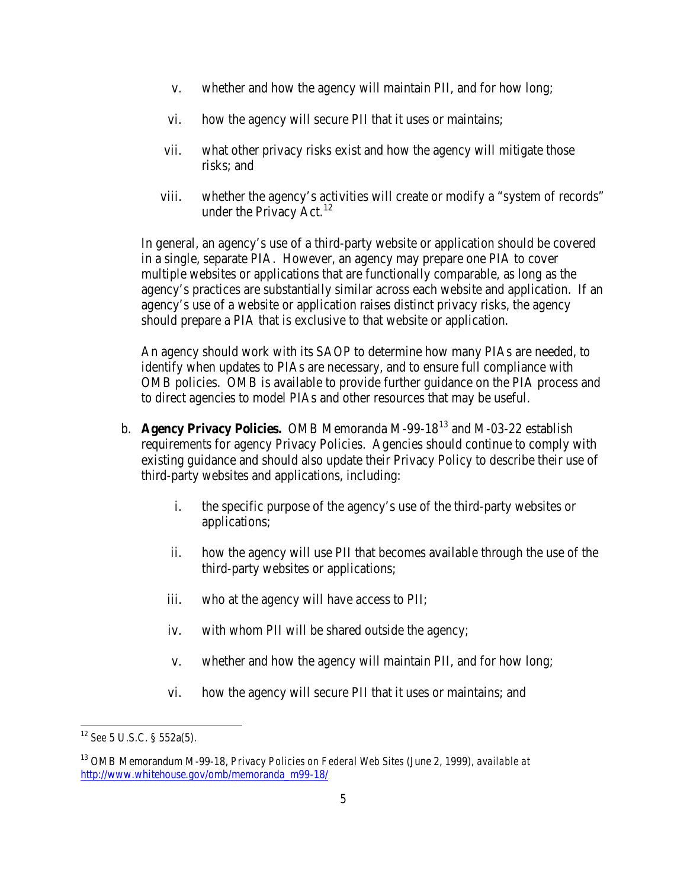v. whether and how the agency will maintain PII, and for how long;

vi. how the agency will secure PII that it uses or maintains;

vii. what other privacy risks exist and how the agency will mitigate those risks; and

viii. whether the agency's activities will create or modify a "system of records" under the Privacy Act.[12]

In general, an agency's use of a third-party website or application should be covered in a single, separate PIA. However, an agency may prepare one PIA to cover multiple websites or applications that are functionally comparable, as long as the agency's practices are substantially similar across each website and application. If an agency's use of a website or application raises distinct privacy risks, the agency should prepare a PIA that is exclusive to that website or application.

An agency should work with its SAOP to determine how many PIAs are needed, to identify when updates to PIAs are necessary, and to ensure full compliance with OMB policies. OMB is available to provide further guidance on the PIA process and to direct agencies to model PIAs and other resources that may be useful.

b. **Agency Privacy Policies.** OMB Memoranda M-99-18[13] and M-03-22 establish requirements for agency Privacy Policies. Agencies should continue to comply with existing guidance and should also update their Privacy Policy to describe their use of third-party websites and applications, including:

i. the specific purpose of the agency's use of the third-party websites or applications;

ii. how the agency will use PII that becomes available through the use of the third-party websites or applications;

iii. who at the agency will have access to PII;

iv. with whom PII will be shared outside the agency;

v. whether and how the agency will maintain PII, and for how long;

vi. how the agency will secure PII that it uses or maintains; and

---

[12] *See* 5 U.S.C. § 552a(5).

[13] OMB Memorandum M-99-18, *Privacy Policies on Federal Web Sites* (June 2, 1999), *available at* http://www.whitehouse.gov/omb/memoranda_m99-18/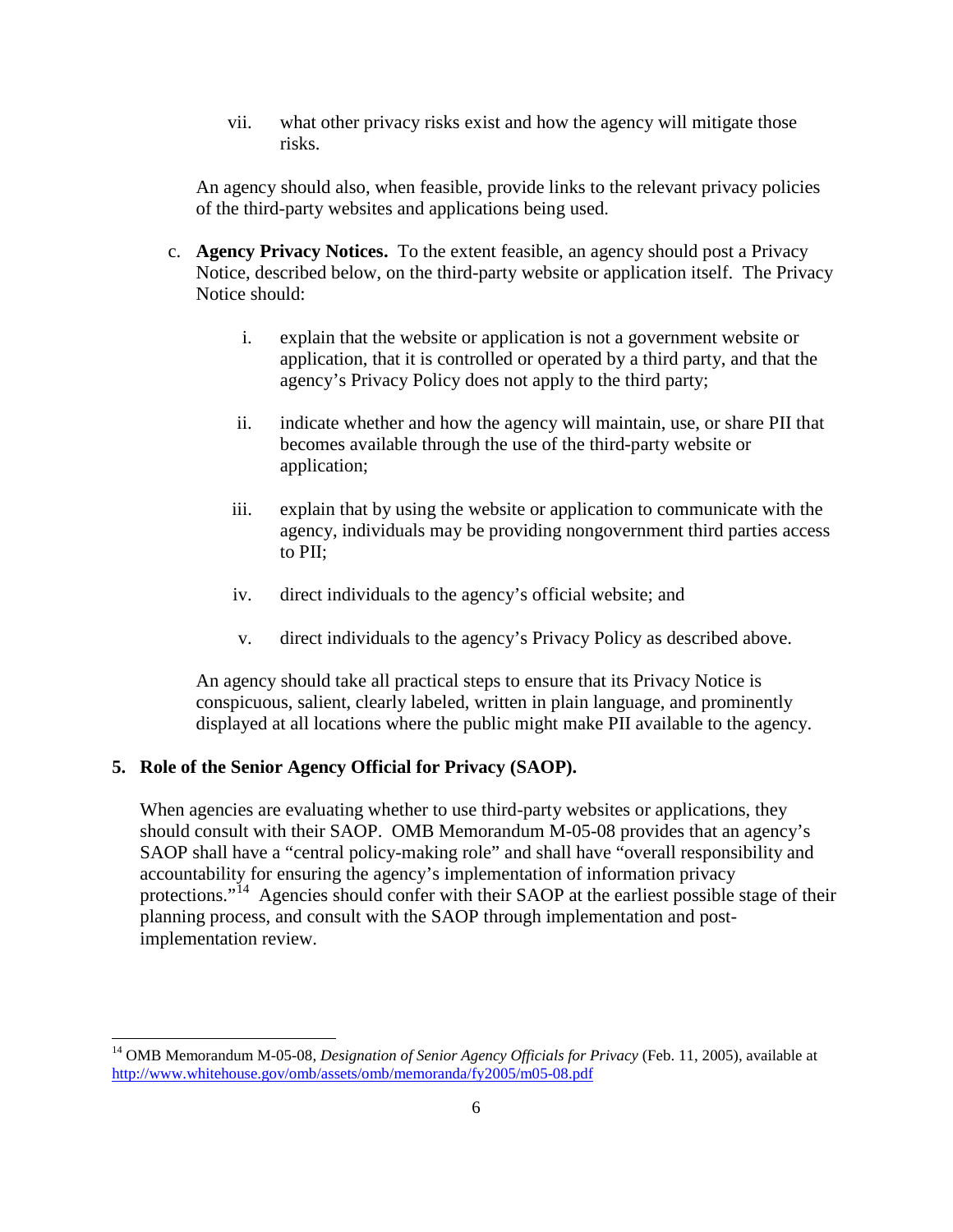vii. what other privacy risks exist and how the agency will mitigate those risks.

An agency should also, when feasible, provide links to the relevant privacy policies of the third-party websites and applications being used.

c. **Agency Privacy Notices.** To the extent feasible, an agency should post a Privacy Notice, described below, on the third-party website or application itself. The Privacy Notice should:

   i. explain that the website or application is not a government website or application, that it is controlled or operated by a third party, and that the agency's Privacy Policy does not apply to the third party;

   ii. indicate whether and how the agency will maintain, use, or share PII that becomes available through the use of the third-party website or application;

   iii. explain that by using the website or application to communicate with the agency, individuals may be providing nongovernment third parties access to PII;

   iv. direct individuals to the agency's official website; and

   v. direct individuals to the agency's Privacy Policy as described above.

An agency should take all practical steps to ensure that its Privacy Notice is conspicuous, salient, clearly labeled, written in plain language, and prominently displayed at all locations where the public might make PII available to the agency.

**5. Role of the Senior Agency Official for Privacy (SAOP).**

When agencies are evaluating whether to use third-party websites or applications, they should consult with their SAOP. OMB Memorandum M-05-08 provides that an agency's SAOP shall have a "central policy-making role" and shall have "overall responsibility and accountability for ensuring the agency's implementation of information privacy protections."[14] Agencies should confer with their SAOP at the earliest possible stage of their planning process, and consult with the SAOP through implementation and post-implementation review.

---

[14] OMB Memorandum M-05-08, *Designation of Senior Agency Officials for Privacy* (Feb. 11, 2005), available at http://www.whitehouse.gov/omb/assets/omb/memoranda/fy2005/m05-08.pdf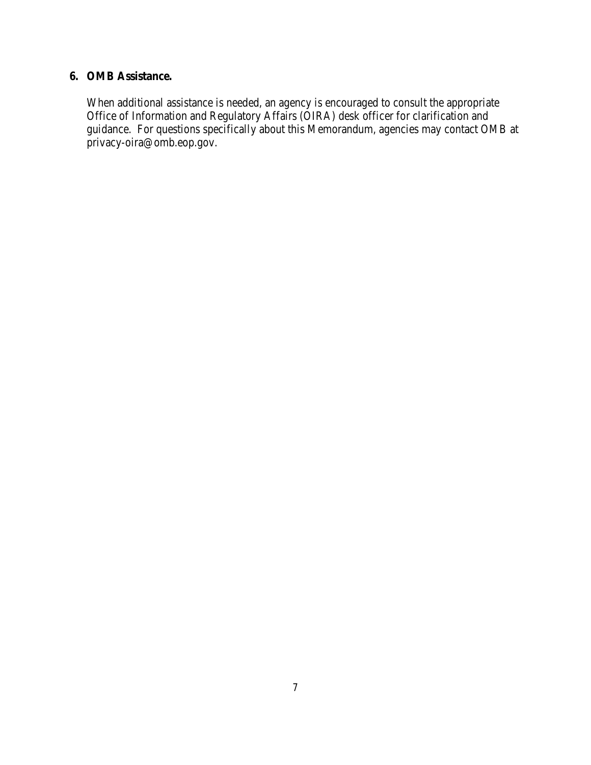## 6. OMB Assistance.

When additional assistance is needed, an agency is encouraged to consult the appropriate Office of Information and Regulatory Affairs (OIRA) desk officer for clarification and guidance. For questions specifically about this Memorandum, agencies may contact OMB at privacy-oira@omb.eop.gov.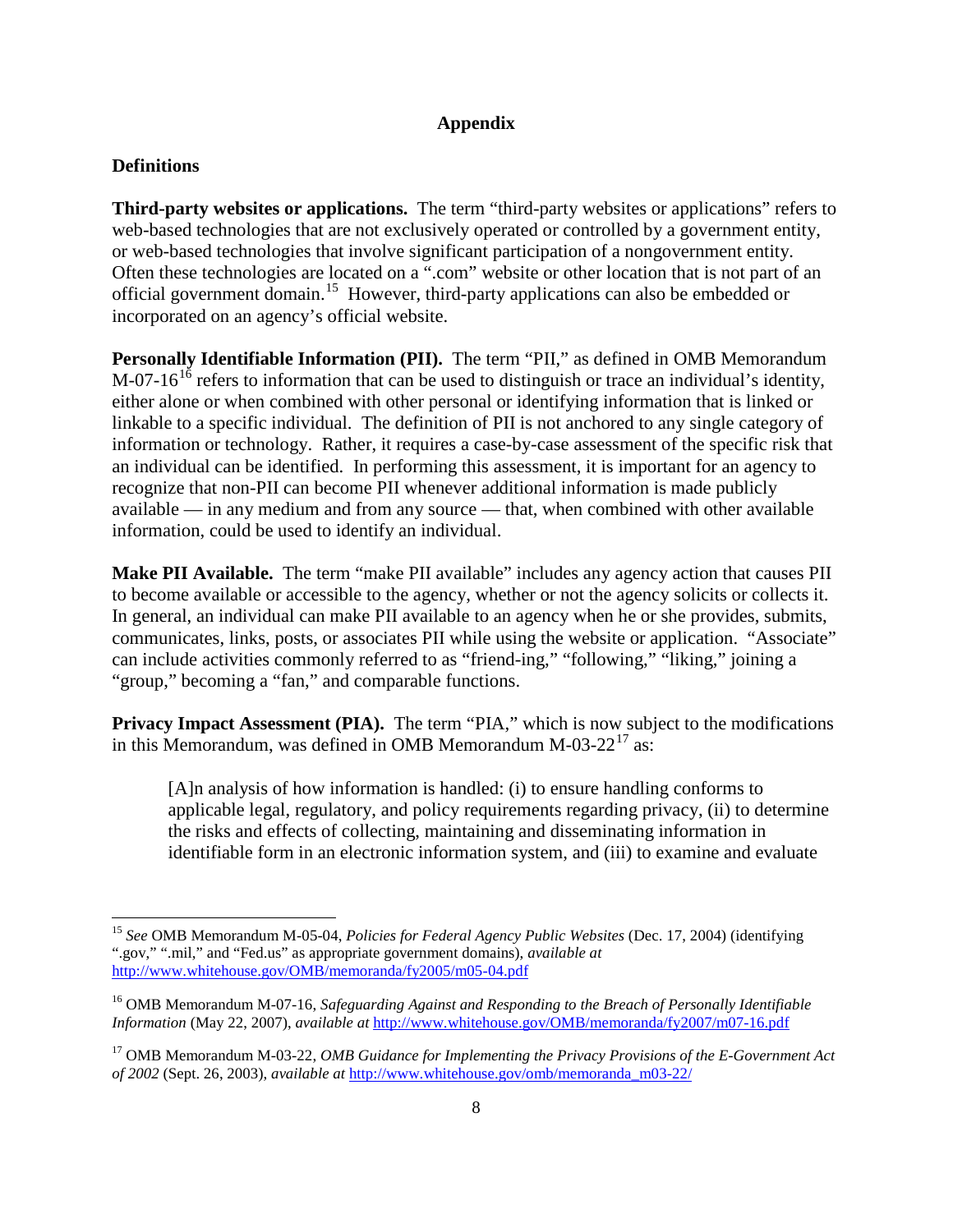## Appendix

### Definitions

**Third-party websites or applications.** The term "third-party websites or applications" refers to web-based technologies that are not exclusively operated or controlled by a government entity, or web-based technologies that involve significant participation of a nongovernment entity. Often these technologies are located on a ".com" website or other location that is not part of an official government domain.[15] However, third-party applications can also be embedded or incorporated on an agency's official website.

**Personally Identifiable Information (PII).** The term "PII," as defined in OMB Memorandum M-07-16[16] refers to information that can be used to distinguish or trace an individual's identity, either alone or when combined with other personal or identifying information that is linked or linkable to a specific individual. The definition of PII is not anchored to any single category of information or technology. Rather, it requires a case-by-case assessment of the specific risk that an individual can be identified. In performing this assessment, it is important for an agency to recognize that non-PII can become PII whenever additional information is made publicly available — in any medium and from any source — that, when combined with other available information, could be used to identify an individual.

**Make PII Available.** The term "make PII available" includes any agency action that causes PII to become available or accessible to the agency, whether or not the agency solicits or collects it. In general, an individual can make PII available to an agency when he or she provides, submits, communicates, links, posts, or associates PII while using the website or application. "Associate" can include activities commonly referred to as "friend-ing," "following," "liking," joining a "group," becoming a "fan," and comparable functions.

**Privacy Impact Assessment (PIA).** The term "PIA," which is now subject to the modifications in this Memorandum, was defined in OMB Memorandum M-03-22[17] as:

> [A]n analysis of how information is handled: (i) to ensure handling conforms to applicable legal, regulatory, and policy requirements regarding privacy, (ii) to determine the risks and effects of collecting, maintaining and disseminating information in identifiable form in an electronic information system, and (iii) to examine and evaluate

---

[15] *See* OMB Memorandum M-05-04, *Policies for Federal Agency Public Websites* (Dec. 17, 2004) (identifying ".gov," ".mil," and "Fed.us" as appropriate government domains), *available at* http://www.whitehouse.gov/OMB/memoranda/fy2005/m05-04.pdf

[16] OMB Memorandum M-07-16, *Safeguarding Against and Responding to the Breach of Personally Identifiable Information* (May 22, 2007), *available at* http://www.whitehouse.gov/OMB/memoranda/fy2007/m07-16.pdf

[17] OMB Memorandum M-03-22, *OMB Guidance for Implementing the Privacy Provisions of the E-Government Act of 2002* (Sept. 26, 2003), *available at* http://www.whitehouse.gov/omb/memoranda_m03-22/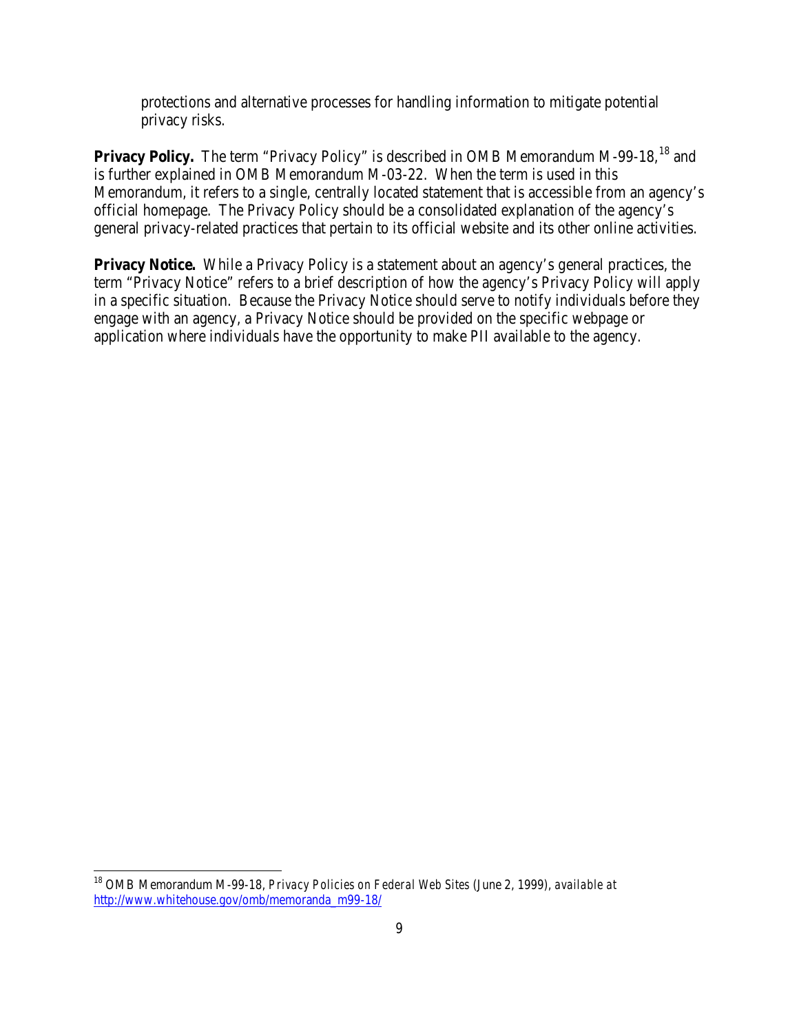protections and alternative processes for handling information to mitigate potential privacy risks.

**Privacy Policy.** The term "Privacy Policy" is described in OMB Memorandum M-99-18,[18] and is further explained in OMB Memorandum M-03-22. When the term is used in this Memorandum, it refers to a single, centrally located statement that is accessible from an agency's official homepage. The Privacy Policy should be a consolidated explanation of the agency's general privacy-related practices that pertain to its official website and its other online activities.

**Privacy Notice.** While a Privacy Policy is a statement about an agency's general practices, the term "Privacy Notice" refers to a brief description of how the agency's Privacy Policy will apply in a specific situation. Because the Privacy Notice should serve to notify individuals before they engage with an agency, a Privacy Notice should be provided on the specific webpage or application where individuals have the opportunity to make PII available to the agency.

---

[18] OMB Memorandum M-99-18, *Privacy Policies on Federal Web Sites* (June 2, 1999), *available at* http://www.whitehouse.gov/omb/memoranda_m99-18/